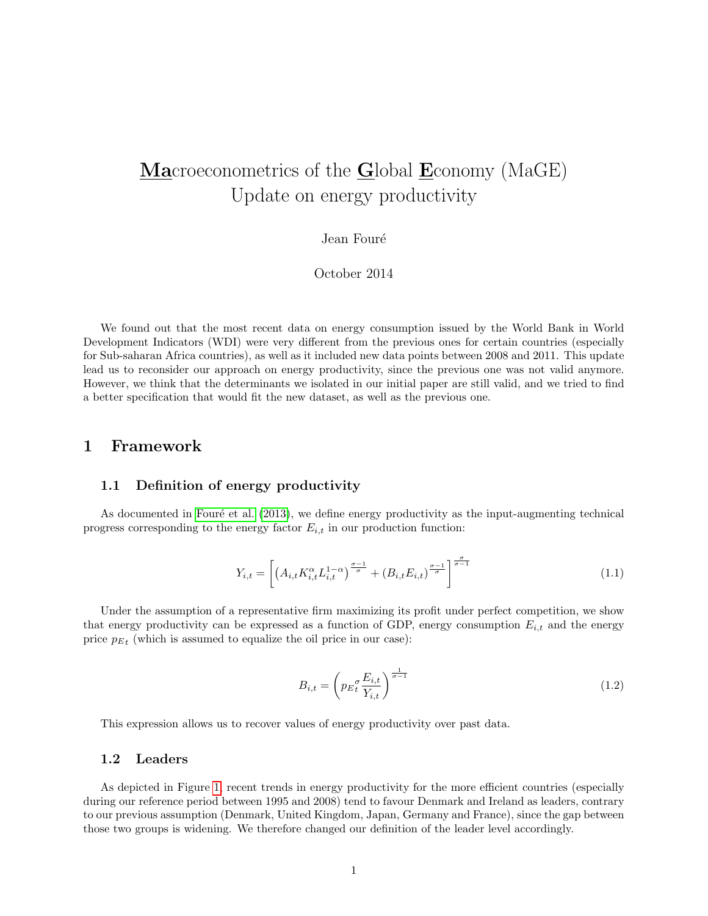# **Ma**croeconometrics of the **G**lobal **E**conomy (MaGE)
# Update on energy productivity

Jean Fouré

October 2014

We found out that the most recent data on energy consumption issued by the World Bank in World Development Indicators (WDI) were very different from the previous ones for certain countries (especially for Sub-saharan Africa countries), as well as it included new data points between 2008 and 2011. This update lead us to reconsider our approach on energy productivity, since the previous one was not valid anymore. However, we think that the determinants we isolated in our initial paper are still valid, and we tried to find a better specification that would fit the new dataset, as well as the previous one.

## 1 Framework

### 1.1 Definition of energy productivity

As documented in Fouré et al. (2013), we define energy productivity as the input-augmenting technical progress corresponding to the energy factor $E_{i,t}$ in our production function:

$$Y_{i,t} = \left[ \left( A_{i,t} K_{i,t}^{\alpha} L_{i,t}^{1-\alpha} \right)^{\frac{\sigma-1}{\sigma}} + \left( B_{i,t} E_{i,t} \right)^{\frac{\sigma-1}{\sigma}} \right]^{\frac{\sigma}{\sigma-1}} \tag{1.1}$$

Under the assumption of a representative firm maximizing its profit under perfect competition, we show that energy productivity can be expressed as a function of GDP, energy consumption $E_{i,t}$ and the energy price $p_{E_t}$ (which is assumed to equalize the oil price in our case):

$$B_{i,t} = \left( {p_{E}}_t^{\sigma} \frac{E_{i,t}}{Y_{i,t}} \right)^{\frac{1}{\sigma-1}} \tag{1.2}$$

This expression allows us to recover values of energy productivity over past data.

### 1.2 Leaders

As depicted in Figure 1, recent trends in energy productivity for the more efficient countries (especially during our reference period between 1995 and 2008) tend to favour Denmark and Ireland as leaders, contrary to our previous assumption (Denmark, United Kingdom, Japan, Germany and France), since the gap between those two groups is widening. We therefore changed our definition of the leader level accordingly.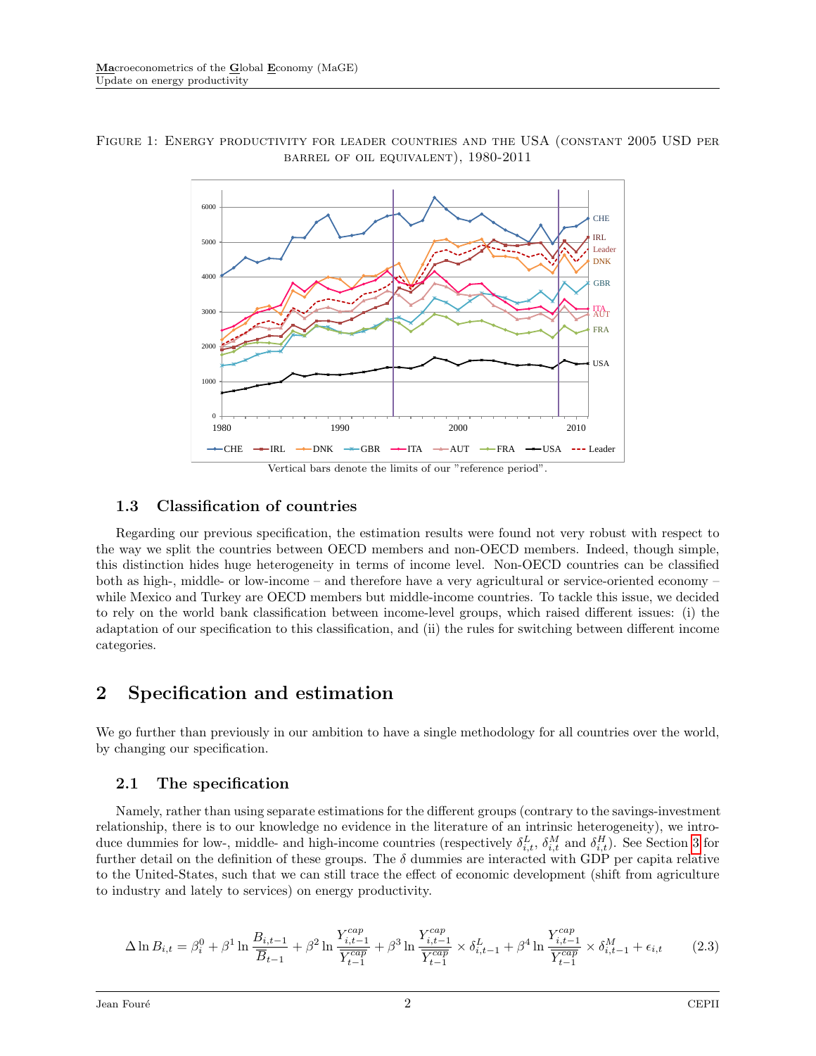Figure 1: Energy productivity for leader countries and the USA (constant 2005 USD per barrel of oil equivalent), 1980-2011

Vertical bars denote the limits of our "reference period".

### 1.3 Classification of countries

Regarding our previous specification, the estimation results were found not very robust with respect to the way we split the countries between OECD members and non-OECD members. Indeed, though simple, this distinction hides huge heterogeneity in terms of income level. Non-OECD countries can be classified both as high-, middle- or low-income – and therefore have a very agricultural or service-oriented economy – while Mexico and Turkey are OECD members but middle-income countries. To tackle this issue, we decided to rely on the world bank classification between income-level groups, which raised different issues: (i) the adaptation of our specification to this classification, and (ii) the rules for switching between different income categories.

## 2 Specification and estimation

We go further than previously in our ambition to have a single methodology for all countries over the world, by changing our specification.

### 2.1 The specification

Namely, rather than using separate estimations for the different groups (contrary to the savings-investment relationship, there is to our knowledge no evidence in the literature of an intrinsic heterogeneity), we introduce dummies for low-, middle- and high-income countries (respectively $\delta^L_{i,t}$, $\delta^M_{i,t}$ and $\delta^H_{i,t}$). See Section 3 for further detail on the definition of these groups. The $\delta$ dummies are interacted with GDP per capita relative to the United-States, such that we can still trace the effect of economic development (shift from agriculture to industry and lately to services) on energy productivity.

$$\Delta \ln B_{i,t} = \beta^0_i + \beta^1 \ln \frac{B_{i,t-1}}{\overline{B}_{t-1}} + \beta^2 \ln \frac{Y^{cap}_{i,t-1}}{\overline{Y^{cap}_{t-1}}} + \beta^3 \ln \frac{Y^{cap}_{i,t-1}}{\overline{Y^{cap}_{t-1}}} \times \delta^L_{i,t-1} + \beta^4 \ln \frac{Y^{cap}_{i,t-1}}{\overline{Y^{cap}_{t-1}}} \times \delta^M_{i,t-1} + \epsilon_{i,t} \tag{2.3}$$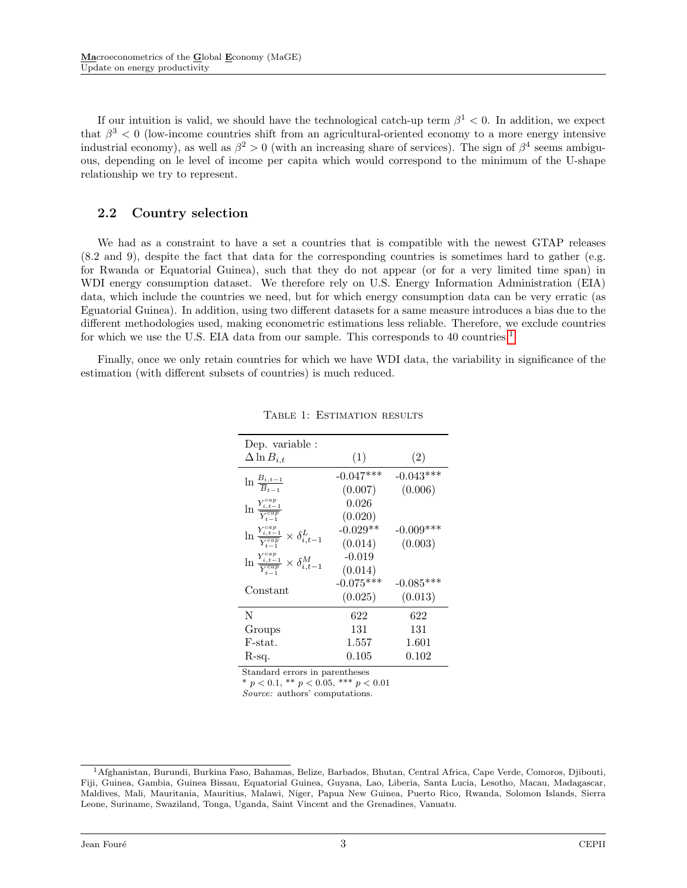If our intuition is valid, we should have the technological catch-up term $\beta^1 < 0$. In addition, we expect that $\beta^3 < 0$ (low-income countries shift from an agricultural-oriented economy to a more energy intensive industrial economy), as well as $\beta^2 > 0$ (with an increasing share of services). The sign of $\beta^4$ seems ambiguous, depending on le level of income per capita which would correspond to the minimum of the U-shape relationship we try to represent.

## 2.2 Country selection

We had as a constraint to have a set a countries that is compatible with the newest GTAP releases (8.2 and 9), despite the fact that data for the corresponding countries is sometimes hard to gather (e.g. for Rwanda or Equatorial Guinea), such that they do not appear (or for a very limited time span) in WDI energy consumption dataset. We therefore rely on U.S. Energy Information Administration (EIA) data, which include the countries we need, but for which energy consumption data can be very erratic (as Eguatorial Guinea). In addition, using two different datasets for a same measure introduces a bias due to the different methodologies used, making econometric estimations less reliable. Therefore, we exclude countries for which we use the U.S. EIA data from our sample. This corresponds to 40 countries.[1]

Finally, once we only retain countries for which we have WDI data, the variability in significance of the estimation (with different subsets of countries) is much reduced.

Table 1: Estimation results

| Dep. variable : $\Delta \ln B_{i,t}$ | (1) | (2) |
|---|---|---|
| $\ln \frac{B_{i,t-1}}{\overline{B}_{t-1}}$ | -0.047*** | -0.043*** |
| | (0.007) | (0.006) |
| $\ln \frac{Y^{cap}_{i,t-1}}{\overline{Y^{cap}_{t-1}}}$ | 0.026 | |
| | (0.020) | |
| $\ln \frac{Y^{cap}_{i,t-1}}{\overline{Y^{cap}_{t-1}}} \times \delta^L_{i,t-1}$ | -0.029** | -0.009*** |
| | (0.014) | (0.003) |
| $\ln \frac{Y^{cap}_{i,t-1}}{\overline{Y^{cap}_{t-1}}} \times \delta^M_{i,t-1}$ | -0.019 | |
| | (0.014) | |
| Constant | -0.075*** | -0.085*** |
| | (0.025) | (0.013) |
| N | 622 | 622 |
| Groups | 131 | 131 |
| F-stat. | 1.557 | 1.601 |
| R-sq. | 0.105 | 0.102 |

Standard errors in parentheses
* $p < 0.1$, ** $p < 0.05$, *** $p < 0.01$
*Source:* authors' computations.

[1] Afghanistan, Burundi, Burkina Faso, Bahamas, Belize, Barbados, Bhutan, Central Africa, Cape Verde, Comoros, Djibouti, Fiji, Guinea, Gambia, Guinea Bissau, Equatorial Guinea, Guyana, Lao, Liberia, Santa Lucia, Lesotho, Macau, Madagascar, Maldives, Mali, Mauritania, Mauritius, Malawi, Niger, Papua New Guinea, Puerto Rico, Rwanda, Solomon Islands, Sierra Leone, Suriname, Swaziland, Tonga, Uganda, Saint Vincent and the Grenadines, Vanuatu.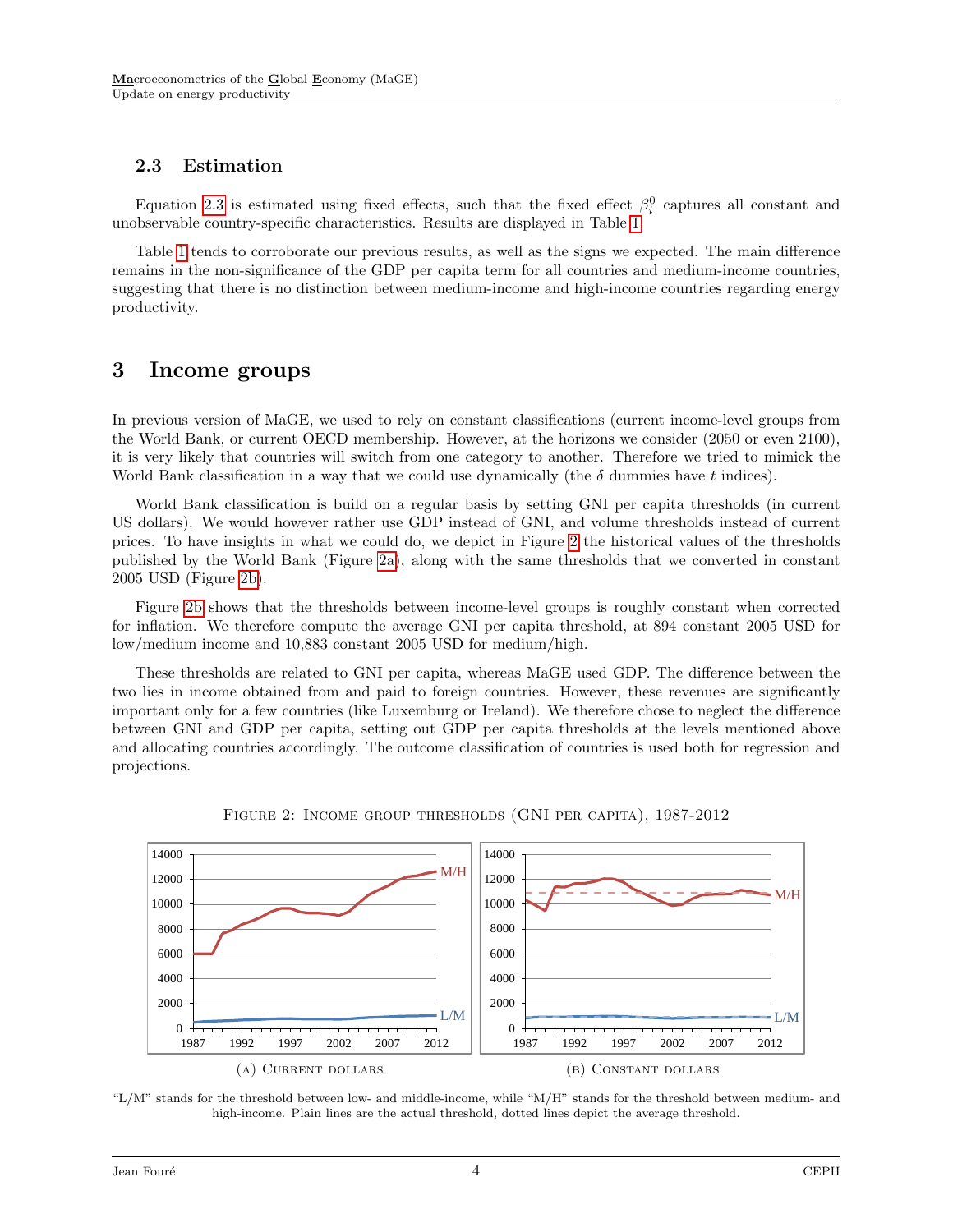### 2.3 Estimation

Equation 2.3 is estimated using fixed effects, such that the fixed effect $\beta_i^0$ captures all constant and unobservable country-specific characteristics. Results are displayed in Table 1.

Table 1 tends to corroborate our previous results, as well as the signs we expected. The main difference remains in the non-significance of the GDP per capita term for all countries and medium-income countries, suggesting that there is no distinction between medium-income and high-income countries regarding energy productivity.

## 3 Income groups

In previous version of MaGE, we used to rely on constant classifications (current income-level groups from the World Bank, or current OECD membership. However, at the horizons we consider (2050 or even 2100), it is very likely that countries will switch from one category to another. Therefore we tried to mimick the World Bank classification in a way that we could use dynamically (the $\delta$ dummies have $t$ indices).

World Bank classification is build on a regular basis by setting GNI per capita thresholds (in current US dollars). We would however rather use GDP instead of GNI, and volume thresholds instead of current prices. To have insights in what we could do, we depict in Figure 2 the historical values of the thresholds published by the World Bank (Figure 2a), along with the same thresholds that we converted in constant 2005 USD (Figure 2b).

Figure 2b shows that the thresholds between income-level groups is roughly constant when corrected for inflation. We therefore compute the average GNI per capita threshold, at 894 constant 2005 USD for low/medium income and 10,883 constant 2005 USD for medium/high.

These thresholds are related to GNI per capita, whereas MaGE used GDP. The difference between the two lies in income obtained from and paid to foreign countries. However, these revenues are significantly important only for a few countries (like Luxemburg or Ireland). We therefore chose to neglect the difference between GNI and GDP per capita, setting out GDP per capita thresholds at the levels mentioned above and allocating countries accordingly. The outcome classification of countries is used both for regression and projections.

Figure 2: Income group thresholds (GNI per capita), 1987-2012

(a) Current dollars

(b) Constant dollars

"L/M" stands for the threshold between low- and middle-income, while "M/H" stands for the threshold between medium- and high-income. Plain lines are the actual threshold, dotted lines depict the average threshold.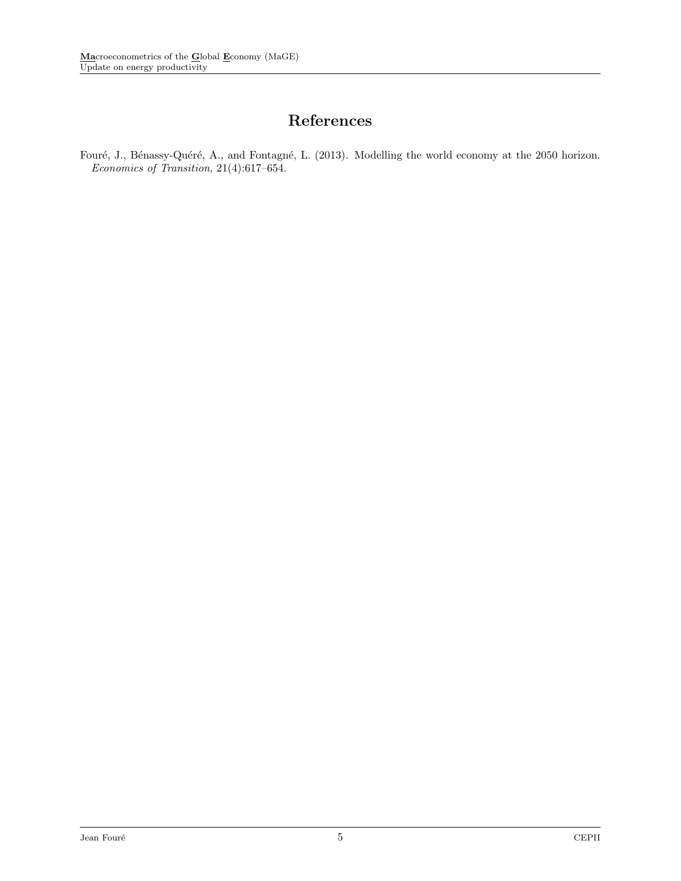# References

Fouré, J., Bénassy-Quéré, A., and Fontagné, L. (2013). Modelling the world economy at the 2050 horizon. *Economics of Transition*, 21(4):617–654.